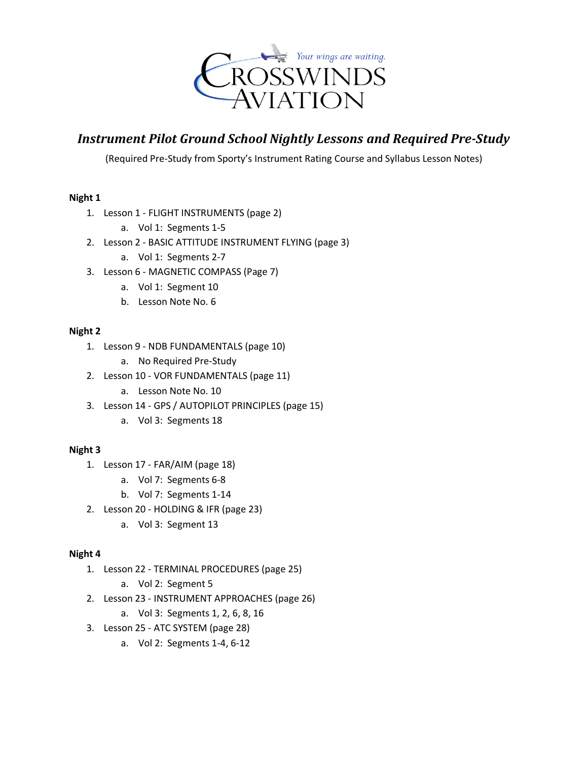# *Instrument Pilot Ground School Nightly Lessons and Required Pre-Study*

(Required Pre-Study from Sporty's Instrument Rating Course and Syllabus Lesson Notes)

**Night 1**

1. Lesson 1 - FLIGHT INSTRUMENTS (page 2)
    a. Vol 1: Segments 1-5
2. Lesson 2 - BASIC ATTITUDE INSTRUMENT FLYING (page 3)
    a. Vol 1: Segments 2-7
3. Lesson 6 - MAGNETIC COMPASS (Page 7)
    a. Vol 1: Segment 10
    b. Lesson Note No. 6

**Night 2**

1. Lesson 9 - NDB FUNDAMENTALS (page 10)
    a. No Required Pre-Study
2. Lesson 10 - VOR FUNDAMENTALS (page 11)
    a. Lesson Note No. 10
3. Lesson 14 - GPS / AUTOPILOT PRINCIPLES (page 15)
    a. Vol 3: Segments 18

**Night 3**

1. Lesson 17 - FAR/AIM (page 18)
    a. Vol 7: Segments 6-8
    b. Vol 7: Segments 1-14
2. Lesson 20 - HOLDING & IFR (page 23)
    a. Vol 3: Segment 13

**Night 4**

1. Lesson 22 - TERMINAL PROCEDURES (page 25)
    a. Vol 2: Segment 5
2. Lesson 23 - INSTRUMENT APPROACHES (page 26)
    a. Vol 3: Segments 1, 2, 6, 8, 16
3. Lesson 25 - ATC SYSTEM (page 28)
    a. Vol 2: Segments 1-4, 6-12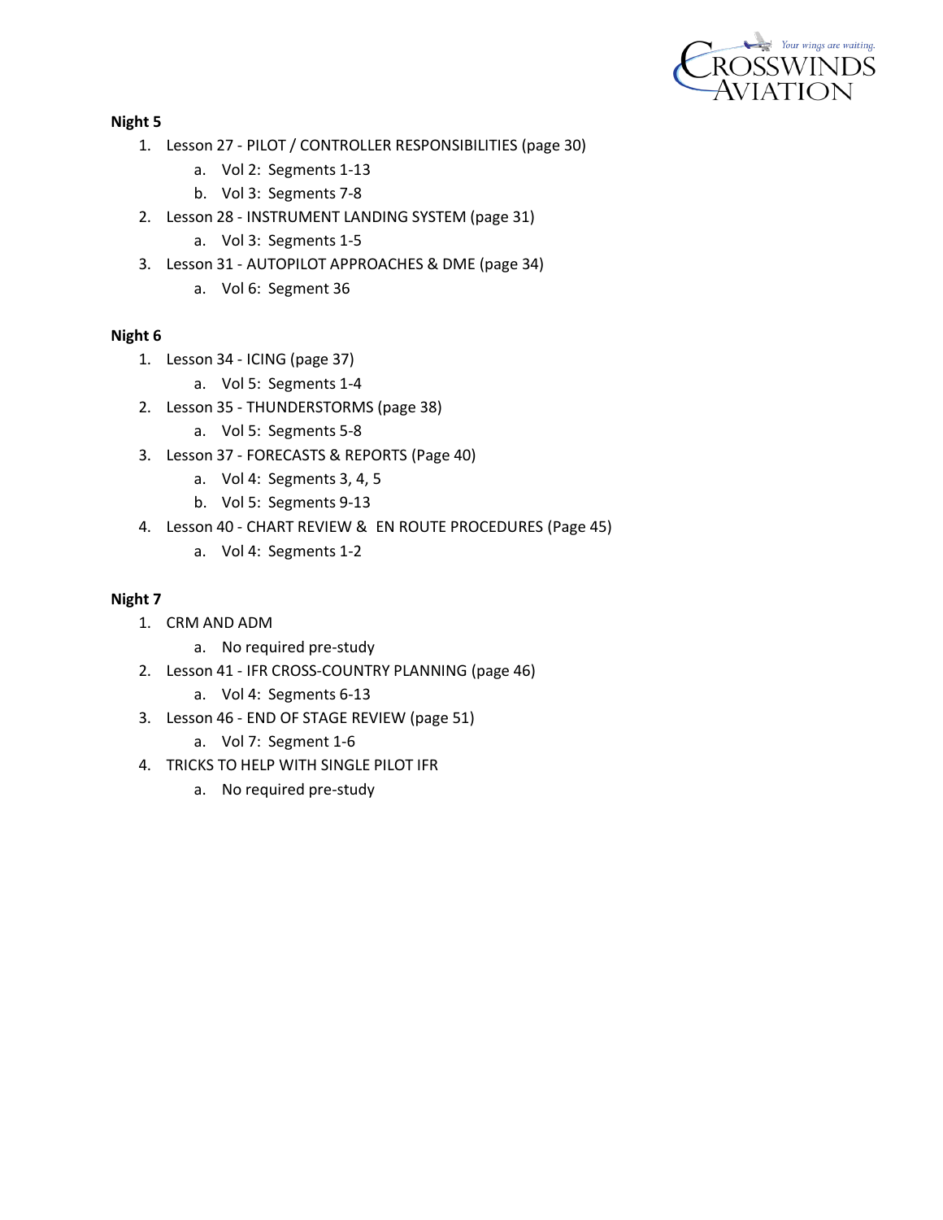**Night 5**

1. Lesson 27 - PILOT / CONTROLLER RESPONSIBILITIES (page 30)
    a. Vol 2: Segments 1-13
    b. Vol 3: Segments 7-8
2. Lesson 28 - INSTRUMENT LANDING SYSTEM (page 31)
    a. Vol 3: Segments 1-5
3. Lesson 31 - AUTOPILOT APPROACHES & DME (page 34)
    a. Vol 6: Segment 36

**Night 6**

1. Lesson 34 - ICING (page 37)
    a. Vol 5: Segments 1-4
2. Lesson 35 - THUNDERSTORMS (page 38)
    a. Vol 5: Segments 5-8
3. Lesson 37 - FORECASTS & REPORTS (Page 40)
    a. Vol 4: Segments 3, 4, 5
    b. Vol 5: Segments 9-13
4. Lesson 40 - CHART REVIEW & EN ROUTE PROCEDURES (Page 45)
    a. Vol 4: Segments 1-2

**Night 7**

1. CRM AND ADM
    a. No required pre-study
2. Lesson 41 - IFR CROSS-COUNTRY PLANNING (page 46)
    a. Vol 4: Segments 6-13
3. Lesson 46 - END OF STAGE REVIEW (page 51)
    a. Vol 7: Segment 1-6
4. TRICKS TO HELP WITH SINGLE PILOT IFR
    a. No required pre-study